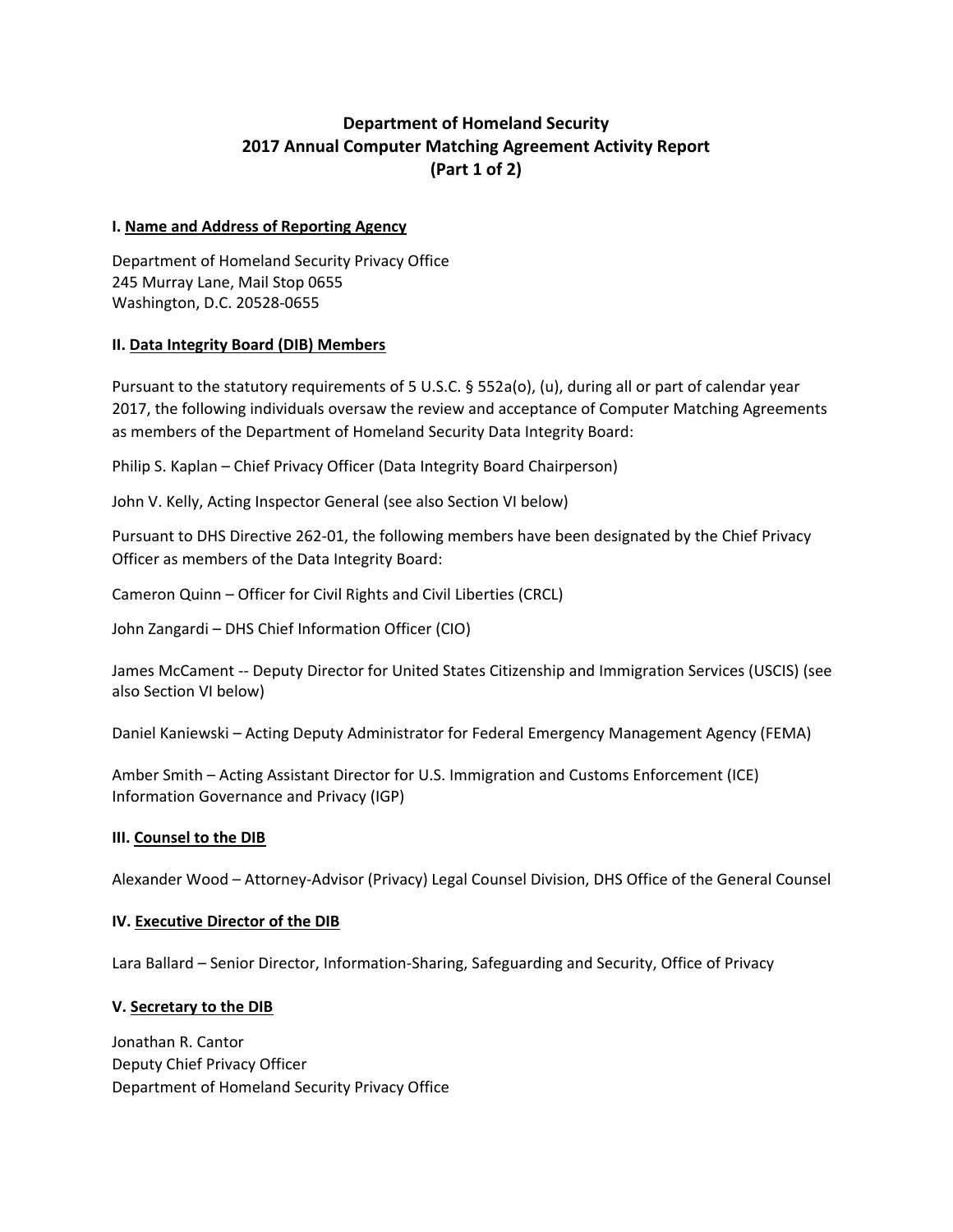# Department of Homeland Security 2017 Annual Computer Matching Agreement Activity Report (Part 1 of 2)

## I. Name and Address of Reporting Agency

Department of Homeland Security Privacy Office
245 Murray Lane, Mail Stop 0655
Washington, D.C. 20528-0655

## II. Data Integrity Board (DIB) Members

Pursuant to the statutory requirements of 5 U.S.C. § 552a(o), (u), during all or part of calendar year 2017, the following individuals oversaw the review and acceptance of Computer Matching Agreements as members of the Department of Homeland Security Data Integrity Board:

Philip S. Kaplan – Chief Privacy Officer (Data Integrity Board Chairperson)

John V. Kelly, Acting Inspector General (see also Section VI below)

Pursuant to DHS Directive 262-01, the following members have been designated by the Chief Privacy Officer as members of the Data Integrity Board:

Cameron Quinn – Officer for Civil Rights and Civil Liberties (CRCL)

John Zangardi – DHS Chief Information Officer (CIO)

James McCament -- Deputy Director for United States Citizenship and Immigration Services (USCIS) (see also Section VI below)

Daniel Kaniewski – Acting Deputy Administrator for Federal Emergency Management Agency (FEMA)

Amber Smith – Acting Assistant Director for U.S. Immigration and Customs Enforcement (ICE) Information Governance and Privacy (IGP)

## III. Counsel to the DIB

Alexander Wood – Attorney-Advisor (Privacy) Legal Counsel Division, DHS Office of the General Counsel

## IV. Executive Director of the DIB

Lara Ballard – Senior Director, Information-Sharing, Safeguarding and Security, Office of Privacy

## V. Secretary to the DIB

Jonathan R. Cantor
Deputy Chief Privacy Officer
Department of Homeland Security Privacy Office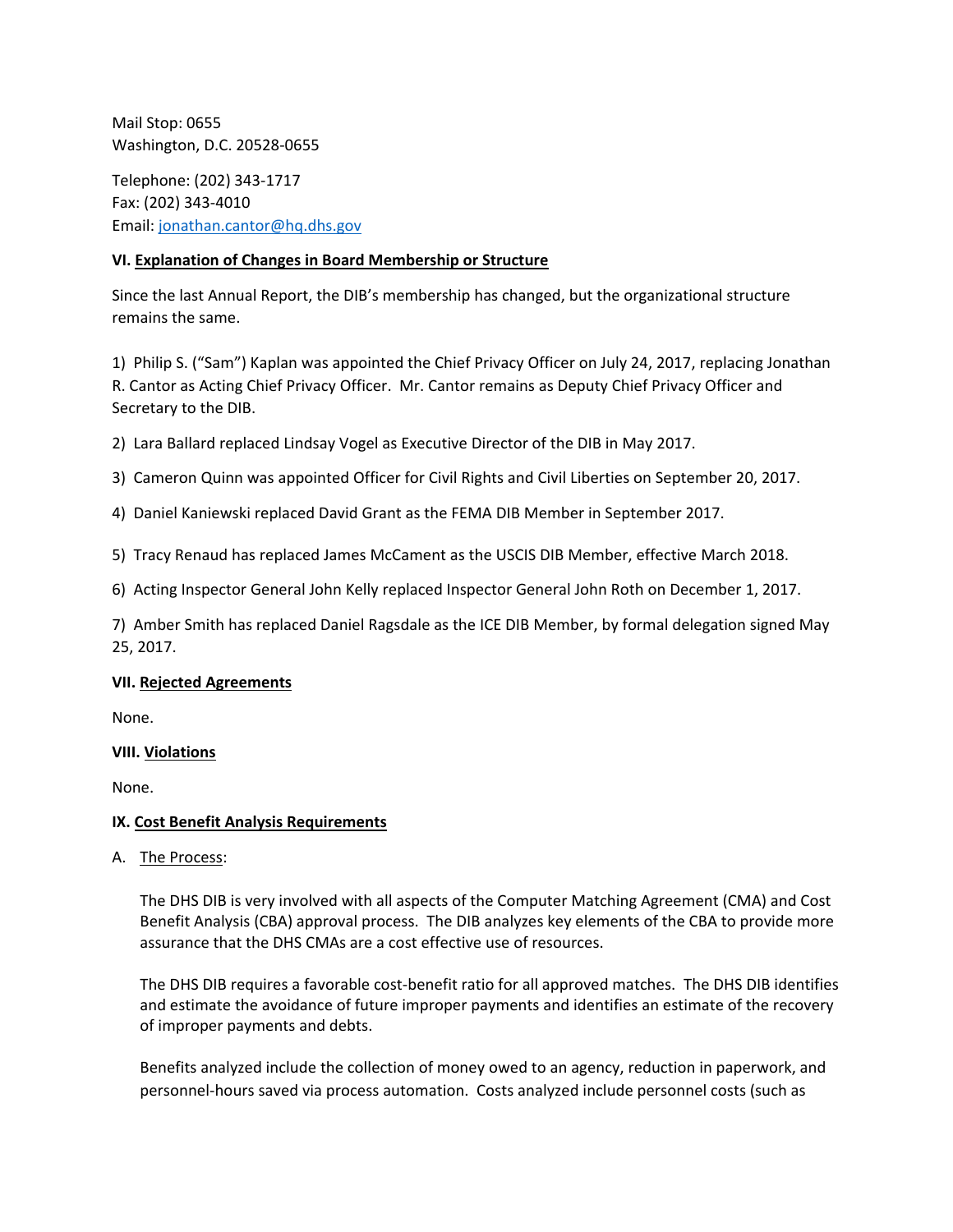Mail Stop: 0655
Washington, D.C. 20528-0655

Telephone: (202) 343-1717
Fax: (202) 343-4010
Email: jonathan.cantor@hq.dhs.gov

**VI. Explanation of Changes in Board Membership or Structure**

Since the last Annual Report, the DIB's membership has changed, but the organizational structure remains the same.

1) Philip S. ("Sam") Kaplan was appointed the Chief Privacy Officer on July 24, 2017, replacing Jonathan R. Cantor as Acting Chief Privacy Officer. Mr. Cantor remains as Deputy Chief Privacy Officer and Secretary to the DIB.

2) Lara Ballard replaced Lindsay Vogel as Executive Director of the DIB in May 2017.

3) Cameron Quinn was appointed Officer for Civil Rights and Civil Liberties on September 20, 2017.

4) Daniel Kaniewski replaced David Grant as the FEMA DIB Member in September 2017.

5) Tracy Renaud has replaced James McCament as the USCIS DIB Member, effective March 2018.

6) Acting Inspector General John Kelly replaced Inspector General John Roth on December 1, 2017.

7) Amber Smith has replaced Daniel Ragsdale as the ICE DIB Member, by formal delegation signed May 25, 2017.

**VII. Rejected Agreements**

None.

**VIII. Violations**

None.

**IX. Cost Benefit Analysis Requirements**

A. The Process:

The DHS DIB is very involved with all aspects of the Computer Matching Agreement (CMA) and Cost Benefit Analysis (CBA) approval process. The DIB analyzes key elements of the CBA to provide more assurance that the DHS CMAs are a cost effective use of resources.

The DHS DIB requires a favorable cost-benefit ratio for all approved matches. The DHS DIB identifies and estimate the avoidance of future improper payments and identifies an estimate of the recovery of improper payments and debts.

Benefits analyzed include the collection of money owed to an agency, reduction in paperwork, and personnel-hours saved via process automation. Costs analyzed include personnel costs (such as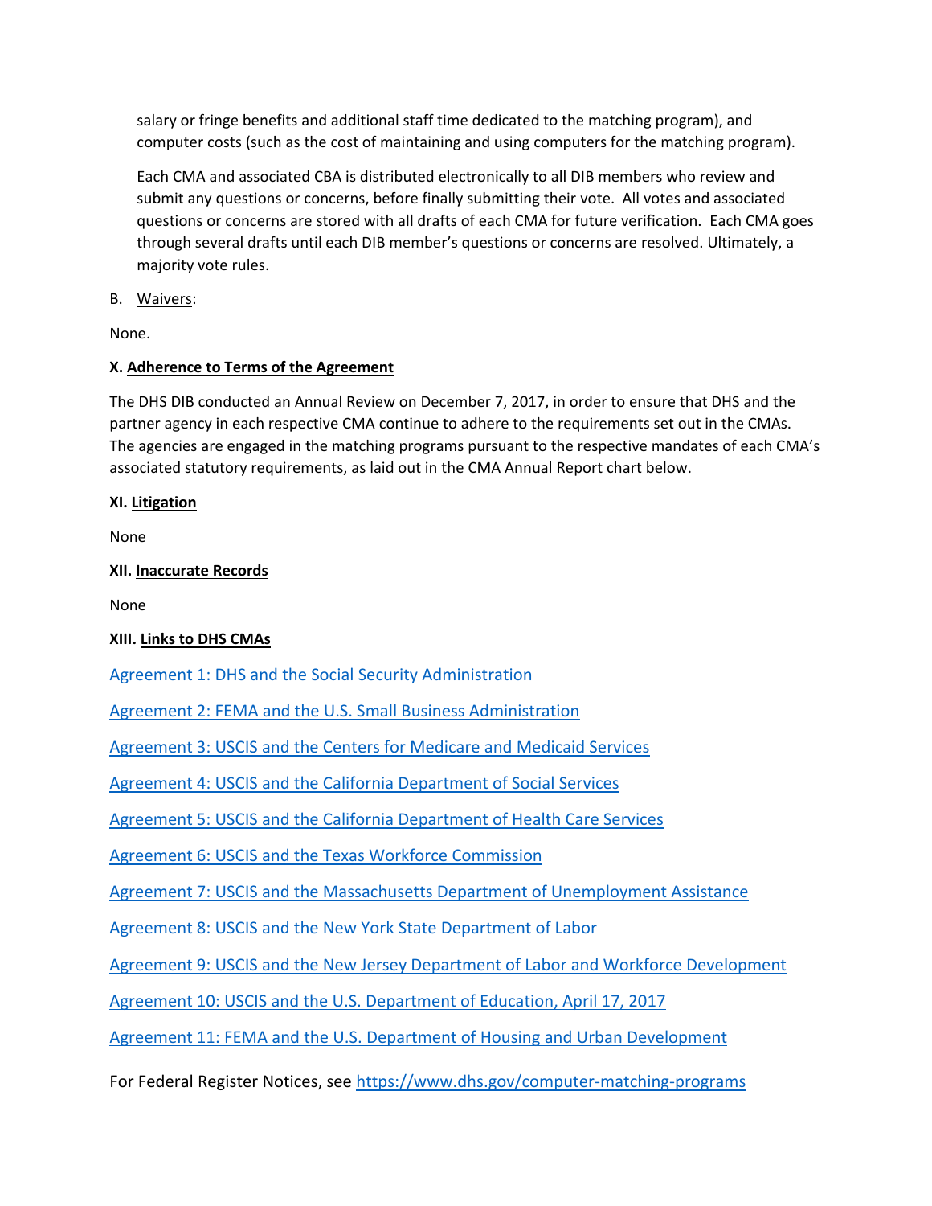salary or fringe benefits and additional staff time dedicated to the matching program), and computer costs (such as the cost of maintaining and using computers for the matching program).

Each CMA and associated CBA is distributed electronically to all DIB members who review and submit any questions or concerns, before finally submitting their vote. All votes and associated questions or concerns are stored with all drafts of each CMA for future verification. Each CMA goes through several drafts until each DIB member's questions or concerns are resolved. Ultimately, a majority vote rules.

B. Waivers:

None.

**X. Adherence to Terms of the Agreement**

The DHS DIB conducted an Annual Review on December 7, 2017, in order to ensure that DHS and the partner agency in each respective CMA continue to adhere to the requirements set out in the CMAs. The agencies are engaged in the matching programs pursuant to the respective mandates of each CMA's associated statutory requirements, as laid out in the CMA Annual Report chart below.

**XI. Litigation**

None

**XII. Inaccurate Records**

None

**XIII. Links to DHS CMAs**

Agreement 1: DHS and the Social Security Administration

Agreement 2: FEMA and the U.S. Small Business Administration

Agreement 3: USCIS and the Centers for Medicare and Medicaid Services

Agreement 4: USCIS and the California Department of Social Services

Agreement 5: USCIS and the California Department of Health Care Services

Agreement 6: USCIS and the Texas Workforce Commission

Agreement 7: USCIS and the Massachusetts Department of Unemployment Assistance

Agreement 8: USCIS and the New York State Department of Labor

Agreement 9: USCIS and the New Jersey Department of Labor and Workforce Development

Agreement 10: USCIS and the U.S. Department of Education, April 17, 2017

Agreement 11: FEMA and the U.S. Department of Housing and Urban Development

For Federal Register Notices, see https://www.dhs.gov/computer-matching-programs